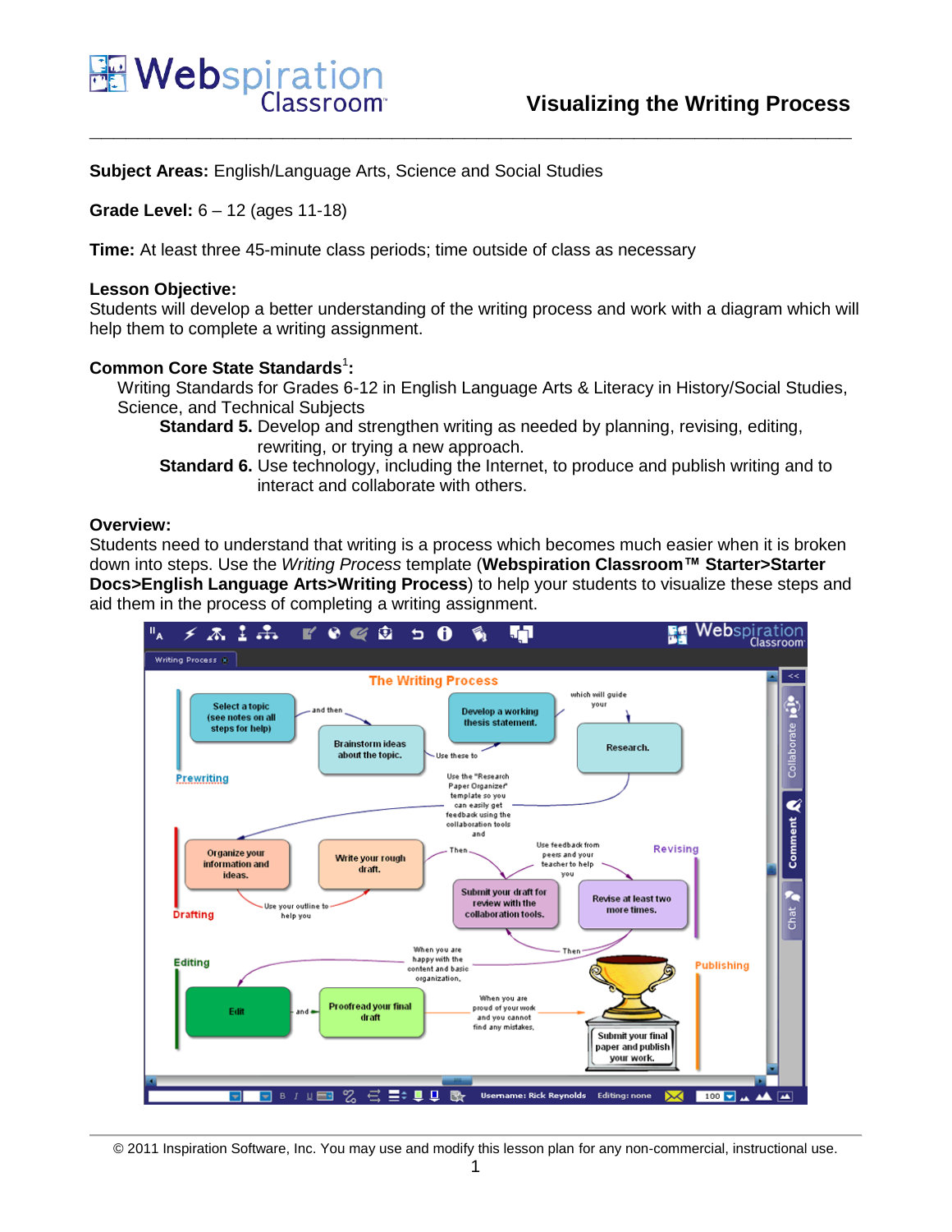# Visualizing the Writing Process

**Subject Areas:** English/Language Arts, Science and Social Studies

**Grade Level:** 6 – 12 (ages 11-18)

**Time:** At least three 45-minute class periods; time outside of class as necessary

**Lesson Objective:**
Students will develop a better understanding of the writing process and work with a diagram which will help them to complete a writing assignment.

**Common Core State Standards[1]:**

Writing Standards for Grades 6-12 in English Language Arts & Literacy in History/Social Studies, Science, and Technical Subjects

- **Standard 5.** Develop and strengthen writing as needed by planning, revising, editing, rewriting, or trying a new approach.
- **Standard 6.** Use technology, including the Internet, to produce and publish writing and to interact and collaborate with others.

**Overview:**
Students need to understand that writing is a process which becomes much easier when it is broken down into steps. Use the *Writing Process* template (**Webspiration Classroom™ Starter>Starter Docs>English Language Arts>Writing Process**) to help your students to visualize these steps and aid them in the process of completing a writing assignment.

© 2011 Inspiration Software, Inc. You may use and modify this lesson plan for any non-commercial, instructional use.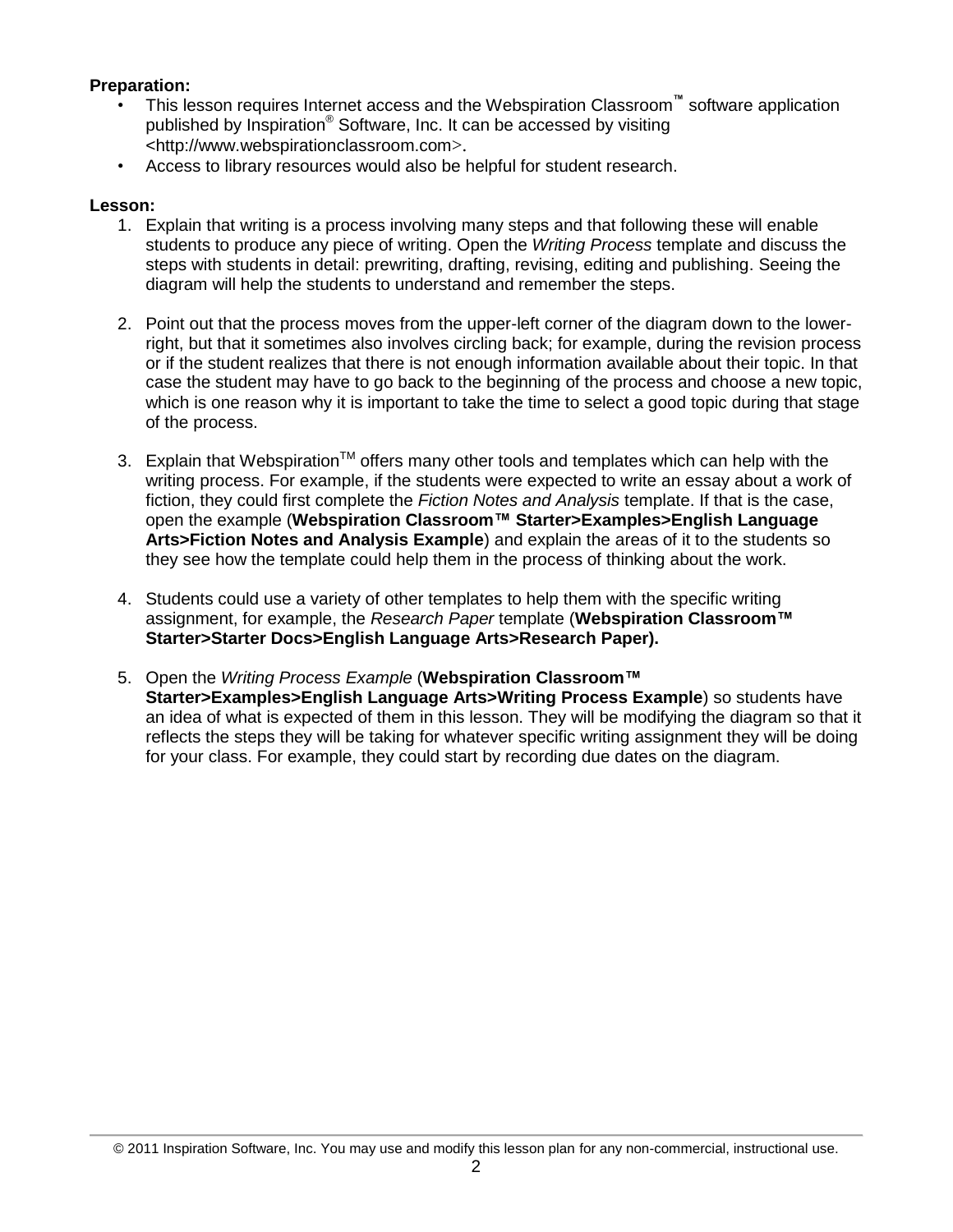**Preparation:**

- This lesson requires Internet access and the Webspiration Classroom™ software application published by Inspiration® Software, Inc. It can be accessed by visiting <http://www.webspirationclassroom.com>.
- Access to library resources would also be helpful for student research.

**Lesson:**

1. Explain that writing is a process involving many steps and that following these will enable students to produce any piece of writing. Open the *Writing Process* template and discuss the steps with students in detail: prewriting, drafting, revising, editing and publishing. Seeing the diagram will help the students to understand and remember the steps.

2. Point out that the process moves from the upper-left corner of the diagram down to the lower-right, but that it sometimes also involves circling back; for example, during the revision process or if the student realizes that there is not enough information available about their topic. In that case the student may have to go back to the beginning of the process and choose a new topic, which is one reason why it is important to take the time to select a good topic during that stage of the process.

3. Explain that Webspiration™ offers many other tools and templates which can help with the writing process. For example, if the students were expected to write an essay about a work of fiction, they could first complete the *Fiction Notes and Analysis* template. If that is the case, open the example (**Webspiration Classroom™ Starter>Examples>English Language Arts>Fiction Notes and Analysis Example**) and explain the areas of it to the students so they see how the template could help them in the process of thinking about the work.

4. Students could use a variety of other templates to help them with the specific writing assignment, for example, the *Research Paper* template (**Webspiration Classroom™ Starter>Starter Docs>English Language Arts>Research Paper).**

5. Open the *Writing Process Example* (**Webspiration Classroom™ Starter>Examples>English Language Arts>Writing Process Example**) so students have an idea of what is expected of them in this lesson. They will be modifying the diagram so that it reflects the steps they will be taking for whatever specific writing assignment they will be doing for your class. For example, they could start by recording due dates on the diagram.

© 2011 Inspiration Software, Inc. You may use and modify this lesson plan for any non-commercial, instructional use.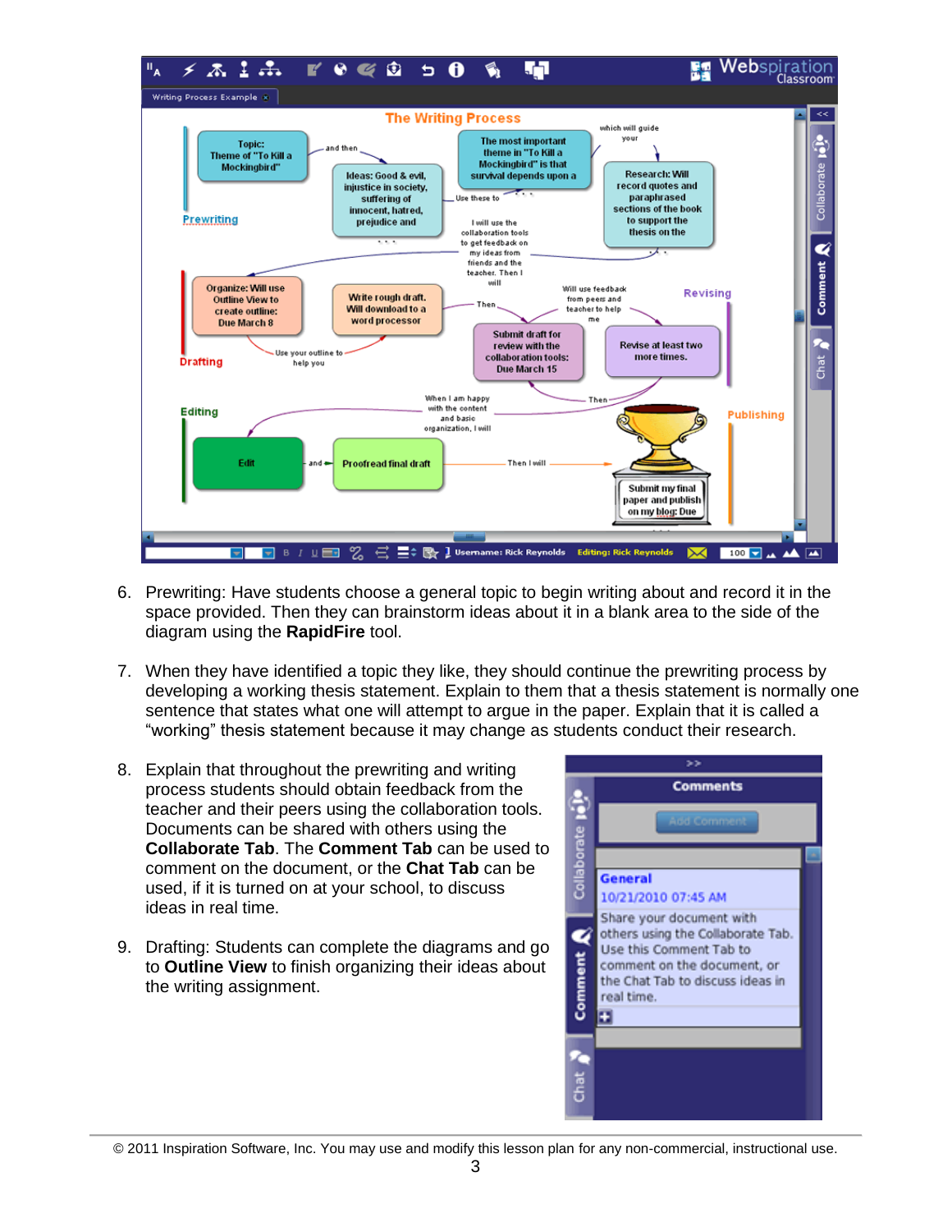6. Prewriting: Have students choose a general topic to begin writing about and record it in the space provided. Then they can brainstorm ideas about it in a blank area to the side of the diagram using the **RapidFire** tool.

7. When they have identified a topic they like, they should continue the prewriting process by developing a working thesis statement. Explain to them that a thesis statement is normally one sentence that states what one will attempt to argue in the paper. Explain that it is called a "working" thesis statement because it may change as students conduct their research.

8. Explain that throughout the prewriting and writing process students should obtain feedback from the teacher and their peers using the collaboration tools. Documents can be shared with others using the **Collaborate Tab**. The **Comment Tab** can be used to comment on the document, or the **Chat Tab** can be used, if it is turned on at your school, to discuss ideas in real time.

9. Drafting: Students can complete the diagrams and go to **Outline View** to finish organizing their ideas about the writing assignment.

© 2011 Inspiration Software, Inc. You may use and modify this lesson plan for any non-commercial, instructional use.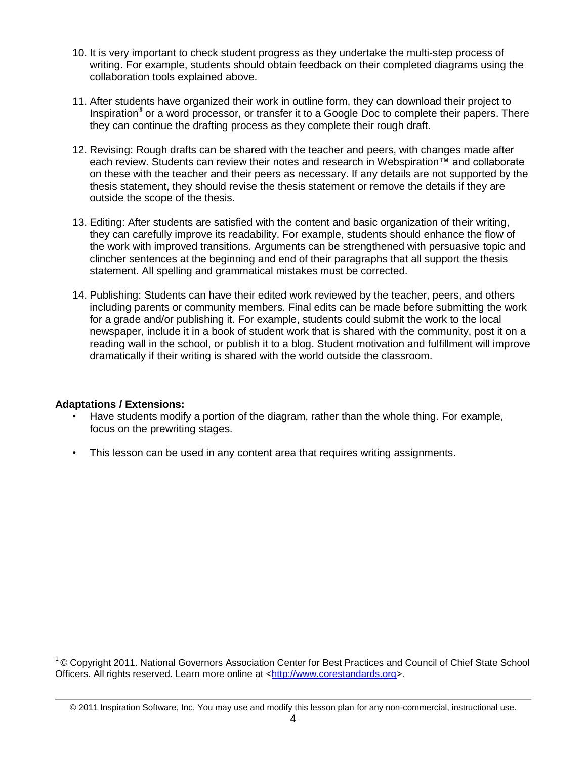10. It is very important to check student progress as they undertake the multi-step process of writing. For example, students should obtain feedback on their completed diagrams using the collaboration tools explained above.

11. After students have organized their work in outline form, they can download their project to Inspiration® or a word processor, or transfer it to a Google Doc to complete their papers. There they can continue the drafting process as they complete their rough draft.

12. Revising: Rough drafts can be shared with the teacher and peers, with changes made after each review. Students can review their notes and research in Webspiration™ and collaborate on these with the teacher and their peers as necessary. If any details are not supported by the thesis statement, they should revise the thesis statement or remove the details if they are outside the scope of the thesis.

13. Editing: After students are satisfied with the content and basic organization of their writing, they can carefully improve its readability. For example, students should enhance the flow of the work with improved transitions. Arguments can be strengthened with persuasive topic and clincher sentences at the beginning and end of their paragraphs that all support the thesis statement. All spelling and grammatical mistakes must be corrected.

14. Publishing: Students can have their edited work reviewed by the teacher, peers, and others including parents or community members. Final edits can be made before submitting the work for a grade and/or publishing it. For example, students could submit the work to the local newspaper, include it in a book of student work that is shared with the community, post it on a reading wall in the school, or publish it to a blog. Student motivation and fulfillment will improve dramatically if their writing is shared with the world outside the classroom.

**Adaptations / Extensions:**

- Have students modify a portion of the diagram, rather than the whole thing. For example, focus on the prewriting stages.
- This lesson can be used in any content area that requires writing assignments.

[1] © Copyright 2011. National Governors Association Center for Best Practices and Council of Chief State School Officers. All rights reserved. Learn more online at <http://www.corestandards.org>.

© 2011 Inspiration Software, Inc. You may use and modify this lesson plan for any non-commercial, instructional use.